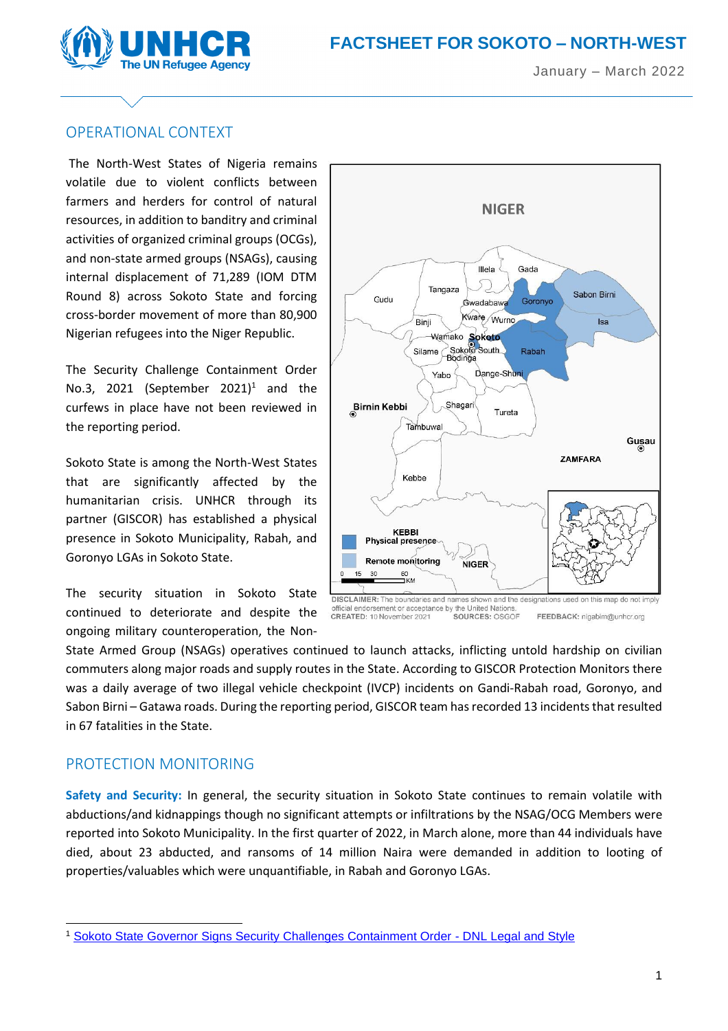# FACTSHEET FOR SOKOTO – NORTH-WEST

January – March 2022

## OPERATIONAL CONTEXT

The North-West States of Nigeria remains volatile due to violent conflicts between farmers and herders for control of natural resources, in addition to banditry and criminal activities of organized criminal groups (OCGs), and non-state armed groups (NSAGs), causing internal displacement of 71,289 (IOM DTM Round 8) across Sokoto State and forcing cross-border movement of more than 80,900 Nigerian refugees into the Niger Republic.

The Security Challenge Containment Order No.3, 2021 (September 2021)[1] and the curfews in place have not been reviewed in the reporting period.

Sokoto State is among the North-West States that are significantly affected by the humanitarian crisis. UNHCR through its partner (GISCOR) has established a physical presence in Sokoto Municipality, Rabah, and Goronyo LGAs in Sokoto State.

The security situation in Sokoto State continued to deteriorate and despite the ongoing military counteroperation, the Non-State Armed Group (NSAGs) operatives continued to launch attacks, inflicting untold hardship on civilian commuters along major roads and supply routes in the State. According to GISCOR Protection Monitors there was a daily average of two illegal vehicle checkpoint (IVCP) incidents on Gandi-Rabah road, Goronyo, and Sabon Birni – Gatawa roads. During the reporting period, GISCOR team has recorded 13 incidents that resulted in 67 fatalities in the State.

DISCLAIMER: The boundaries and names shown and the designations used on this map do not imply official endorsement or acceptance by the United Nations.
CREATED: 10 November 2021 SOURCES: OSGOF FEEDBACK: nigabim@unhcr.org

## PROTECTION MONITORING

**Safety and Security:** In general, the security situation in Sokoto State continues to remain volatile with abductions/and kidnappings though no significant attempts or infiltrations by the NSAG/OCG Members were reported into Sokoto Municipality. In the first quarter of 2022, in March alone, more than 44 individuals have died, about 23 abducted, and ransoms of 14 million Naira were demanded in addition to looting of properties/valuables which were unquantifiable, in Rabah and Goronyo LGAs.

[1] Sokoto State Governor Signs Security Challenges Containment Order - DNL Legal and Style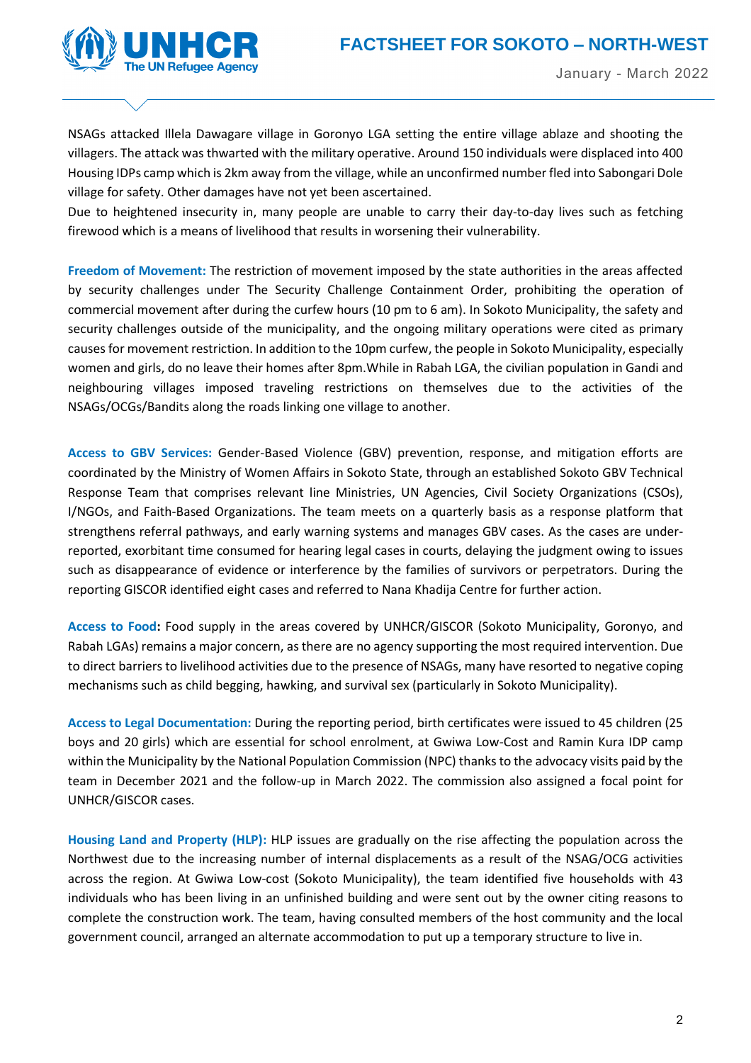NSAGs attacked Illela Dawagare village in Goronyo LGA setting the entire village ablaze and shooting the villagers. The attack was thwarted with the military operative. Around 150 individuals were displaced into 400 Housing IDPs camp which is 2km away from the village, while an unconfirmed number fled into Sabongari Dole village for safety. Other damages have not yet been ascertained.

Due to heightened insecurity in, many people are unable to carry their day-to-day lives such as fetching firewood which is a means of livelihood that results in worsening their vulnerability.

**Freedom of Movement:** The restriction of movement imposed by the state authorities in the areas affected by security challenges under The Security Challenge Containment Order, prohibiting the operation of commercial movement after during the curfew hours (10 pm to 6 am). In Sokoto Municipality, the safety and security challenges outside of the municipality, and the ongoing military operations were cited as primary causes for movement restriction. In addition to the 10pm curfew, the people in Sokoto Municipality, especially women and girls, do no leave their homes after 8pm.While in Rabah LGA, the civilian population in Gandi and neighbouring villages imposed traveling restrictions on themselves due to the activities of the NSAGs/OCGs/Bandits along the roads linking one village to another.

**Access to GBV Services:** Gender-Based Violence (GBV) prevention, response, and mitigation efforts are coordinated by the Ministry of Women Affairs in Sokoto State, through an established Sokoto GBV Technical Response Team that comprises relevant line Ministries, UN Agencies, Civil Society Organizations (CSOs), I/NGOs, and Faith-Based Organizations. The team meets on a quarterly basis as a response platform that strengthens referral pathways, and early warning systems and manages GBV cases. As the cases are under-reported, exorbitant time consumed for hearing legal cases in courts, delaying the judgment owing to issues such as disappearance of evidence or interference by the families of survivors or perpetrators. During the reporting GISCOR identified eight cases and referred to Nana Khadija Centre for further action.

**Access to Food:** Food supply in the areas covered by UNHCR/GISCOR (Sokoto Municipality, Goronyo, and Rabah LGAs) remains a major concern, as there are no agency supporting the most required intervention. Due to direct barriers to livelihood activities due to the presence of NSAGs, many have resorted to negative coping mechanisms such as child begging, hawking, and survival sex (particularly in Sokoto Municipality).

**Access to Legal Documentation:** During the reporting period, birth certificates were issued to 45 children (25 boys and 20 girls) which are essential for school enrolment, at Gwiwa Low-Cost and Ramin Kura IDP camp within the Municipality by the National Population Commission (NPC) thanks to the advocacy visits paid by the team in December 2021 and the follow-up in March 2022. The commission also assigned a focal point for UNHCR/GISCOR cases.

**Housing Land and Property (HLP):** HLP issues are gradually on the rise affecting the population across the Northwest due to the increasing number of internal displacements as a result of the NSAG/OCG activities across the region. At Gwiwa Low-cost (Sokoto Municipality), the team identified five households with 43 individuals who has been living in an unfinished building and were sent out by the owner citing reasons to complete the construction work. The team, having consulted members of the host community and the local government council, arranged an alternate accommodation to put up a temporary structure to live in.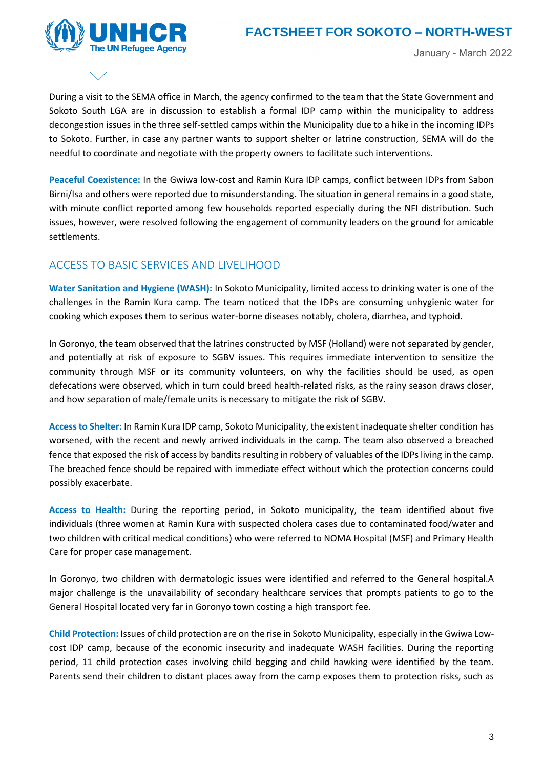During a visit to the SEMA office in March, the agency confirmed to the team that the State Government and Sokoto South LGA are in discussion to establish a formal IDP camp within the municipality to address decongestion issues in the three self-settled camps within the Municipality due to a hike in the incoming IDPs to Sokoto. Further, in case any partner wants to support shelter or latrine construction, SEMA will do the needful to coordinate and negotiate with the property owners to facilitate such interventions.

**Peaceful Coexistence:** In the Gwiwa low-cost and Ramin Kura IDP camps, conflict between IDPs from Sabon Birni/Isa and others were reported due to misunderstanding. The situation in general remains in a good state, with minute conflict reported among few households reported especially during the NFI distribution. Such issues, however, were resolved following the engagement of community leaders on the ground for amicable settlements.

## ACCESS TO BASIC SERVICES AND LIVELIHOOD

**Water Sanitation and Hygiene (WASH):** In Sokoto Municipality, limited access to drinking water is one of the challenges in the Ramin Kura camp. The team noticed that the IDPs are consuming unhygienic water for cooking which exposes them to serious water-borne diseases notably, cholera, diarrhea, and typhoid.

In Goronyo, the team observed that the latrines constructed by MSF (Holland) were not separated by gender, and potentially at risk of exposure to SGBV issues. This requires immediate intervention to sensitize the community through MSF or its community volunteers, on why the facilities should be used, as open defecations were observed, which in turn could breed health-related risks, as the rainy season draws closer, and how separation of male/female units is necessary to mitigate the risk of SGBV.

**Access to Shelter:** In Ramin Kura IDP camp, Sokoto Municipality, the existent inadequate shelter condition has worsened, with the recent and newly arrived individuals in the camp. The team also observed a breached fence that exposed the risk of access by bandits resulting in robbery of valuables of the IDPs living in the camp. The breached fence should be repaired with immediate effect without which the protection concerns could possibly exacerbate.

**Access to Health:** During the reporting period, in Sokoto municipality, the team identified about five individuals (three women at Ramin Kura with suspected cholera cases due to contaminated food/water and two children with critical medical conditions) who were referred to NOMA Hospital (MSF) and Primary Health Care for proper case management.

In Goronyo, two children with dermatologic issues were identified and referred to the General hospital.A major challenge is the unavailability of secondary healthcare services that prompts patients to go to the General Hospital located very far in Goronyo town costing a high transport fee.

**Child Protection:** Issues of child protection are on the rise in Sokoto Municipality, especially in the Gwiwa Low-cost IDP camp, because of the economic insecurity and inadequate WASH facilities. During the reporting period, 11 child protection cases involving child begging and child hawking were identified by the team. Parents send their children to distant places away from the camp exposes them to protection risks, such as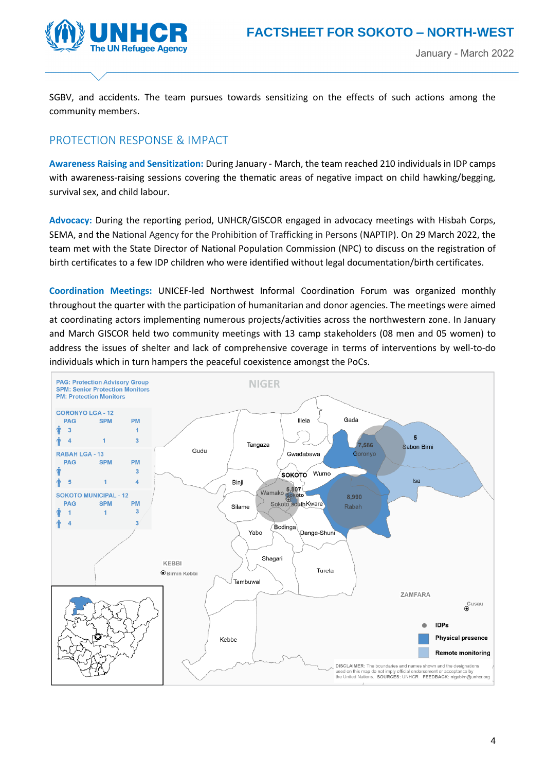SGBV, and accidents. The team pursues towards sensitizing on the effects of such actions among the community members.

## PROTECTION RESPONSE & IMPACT

**Awareness Raising and Sensitization:** During January - March, the team reached 210 individuals in IDP camps with awareness-raising sessions covering the thematic areas of negative impact on child hawking/begging, survival sex, and child labour.

**Advocacy:** During the reporting period, UNHCR/GISCOR engaged in advocacy meetings with Hisbah Corps, SEMA, and the National Agency for the Prohibition of Trafficking in Persons (NAPTIP). On 29 March 2022, the team met with the State Director of National Population Commission (NPC) to discuss on the registration of birth certificates to a few IDP children who were identified without legal documentation/birth certificates.

**Coordination Meetings:** UNICEF-led Northwest Informal Coordination Forum was organized monthly throughout the quarter with the participation of humanitarian and donor agencies. The meetings were aimed at coordinating actors implementing numerous projects/activities across the northwestern zone. In January and March GISCOR held two community meetings with 13 camp stakeholders (08 men and 05 women) to address the issues of shelter and lack of comprehensive coverage in terms of interventions by well-to-do individuals which in turn hampers the peaceful coexistence amongst the PoCs.

PAG: Protection Advisory Group
SPM: Senior Protection Monitors
PM: Protection Monitors

GORONYO LGA - 12

| | PAG | SPM | PM |
|---|---|---|---|
| Female | 3 | | 1 |
| Male | 4 | 1 | 3 |

RABAH LGA - 13

| | PAG | SPM | PM |
|---|---|---|---|
| Female | | | 3 |
| Male | 5 | 1 | 4 |

SOKOTO MUNICIPAL - 12

| | PAG | SPM | PM |
|---|---|---|---|
| Female | 1 | 1 | 3 |
| Male | 4 | | 3 |

NIGER

Illela, Gada, Tangaza, Gudu, Gwadabawa, 7,586 Goronyo, 5 Sabon Birni, Isa, SOKOTO, Wurno, Binji, 5,807 Sokoto, Wamako, Sokoto South, Kware, 8,990 Rabah, Silame, Bodinga, Yabo, Dange-Shuni, Shagari, Tureta, Tambuwal, Kebbe

KEBBI
Birnin Kebbi

ZAMFARA
Gusau

IDPs
Physical presence
Remote monitoring

DISCLAIMER: The boundaries and names shown and the designations used on this map do not imply official endorsement or acceptance by the United Nations. SOURCES: UNHCR FEEDBACK: nigabim@unhcr.org